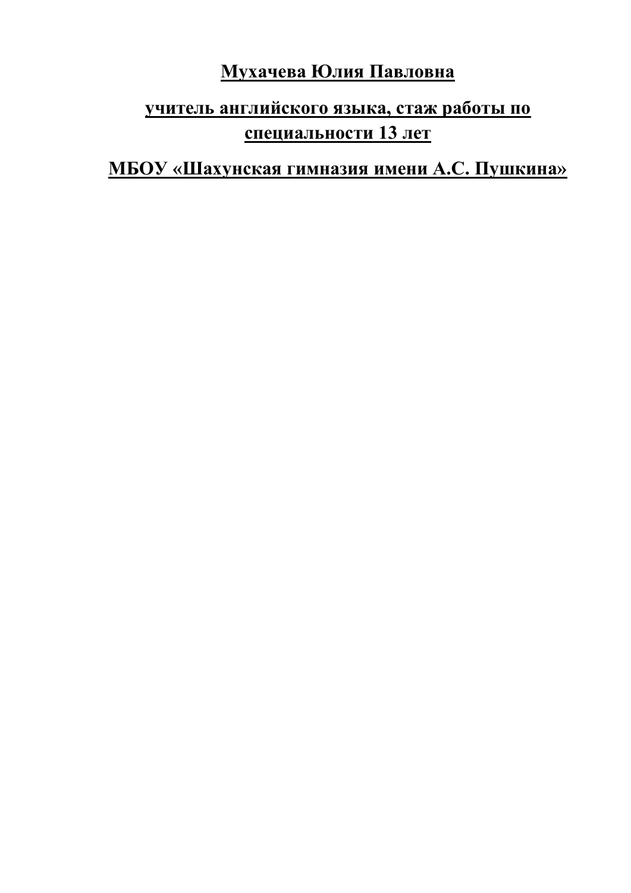**Мухачева Юлия Павловна**

**учитель английского языка, стаж работы по специальности 13 лет**

**МБОУ «Шахунская гимназия имени А.С. Пушкина»**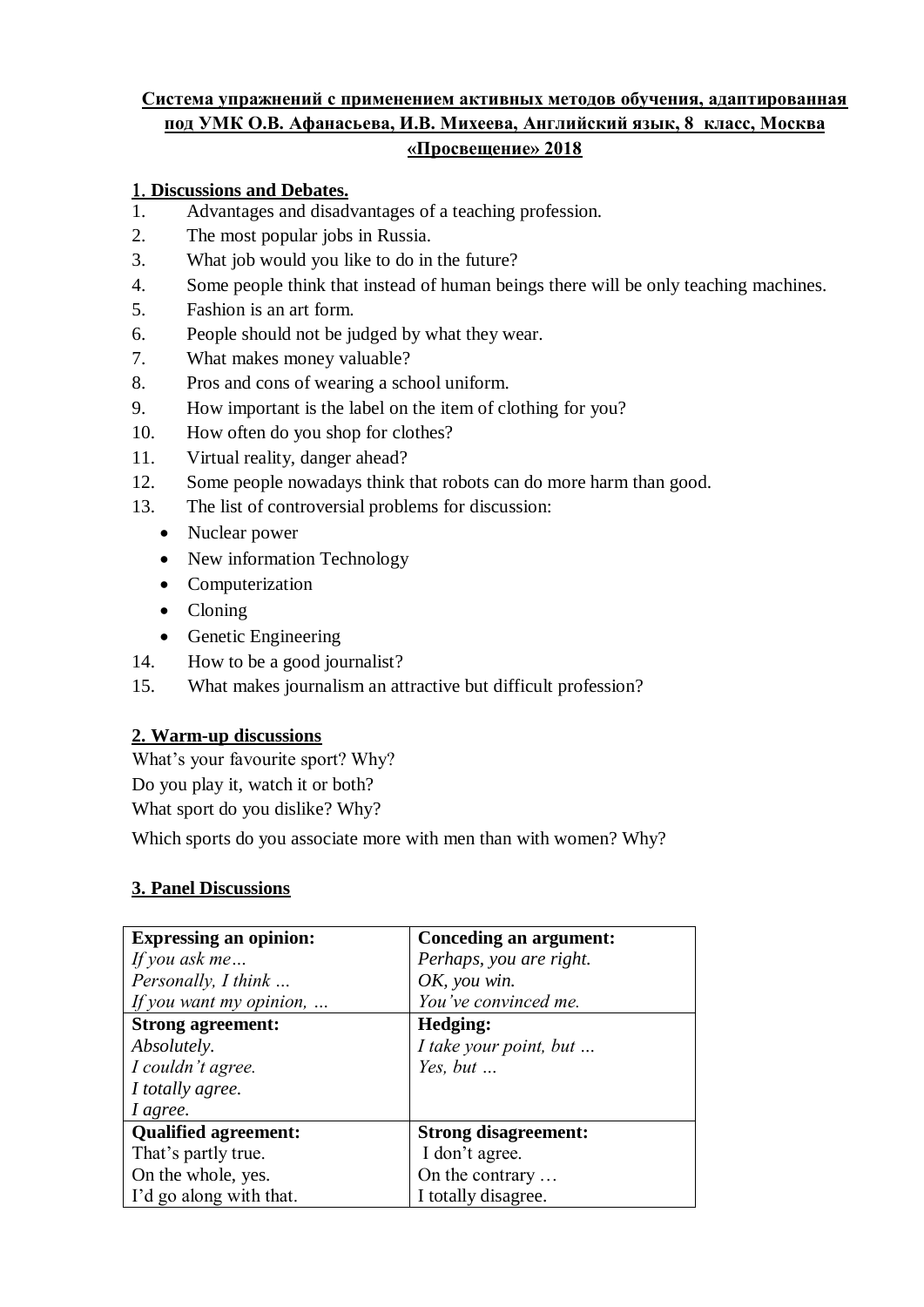**Система упражнений с применением активных методов обучения, адаптированная под УМК О.В. Афанасьева, И.В. Михеева, Английский язык, 8 класс, Москва «Просвещение» 2018**

## 1. Discussions and Debates.

1. Advantages and disadvantages of a teaching profession.
2. The most popular jobs in Russia.
3. What job would you like to do in the future?
4. Some people think that instead of human beings there will be only teaching machines.
5. Fashion is an art form.
6. People should not be judged by what they wear.
7. What makes money valuable?
8. Pros and cons of wearing a school uniform.
9. How important is the label on the item of clothing for you?
10. How often do you shop for clothes?
11. Virtual reality, danger ahead?
12. Some people nowadays think that robots can do more harm than good.
13. The list of controversial problems for discussion:
    - Nuclear power
    - New information Technology
    - Computerization
    - Cloning
    - Genetic Engineering
14. How to be a good journalist?
15. What makes journalism an attractive but difficult profession?

## 2. Warm-up discussions

What's your favourite sport? Why?
Do you play it, watch it or both?
What sport do you dislike? Why?

Which sports do you associate more with men than with women? Why?

## 3. Panel Discussions

| **Expressing an opinion:** | **Conceding an argument:** |
|---|---|
| *If you ask me…*<br>*Personally, I think …*<br>*If you want my opinion, …* | *Perhaps, you are right.*<br>*OK, you win.*<br>*You've convinced me.* |
| **Strong agreement:**<br>*Absolutely.*<br>*I couldn't agree.*<br>*I totally agree.*<br>*I agree.* | **Hedging:**<br>*I take your point, but …*<br>*Yes, but …* |
| **Qualified agreement:**<br>That's partly true.<br>On the whole, yes.<br>I'd go along with that. | **Strong disagreement:**<br>I don't agree.<br>On the contrary …<br>I totally disagree. |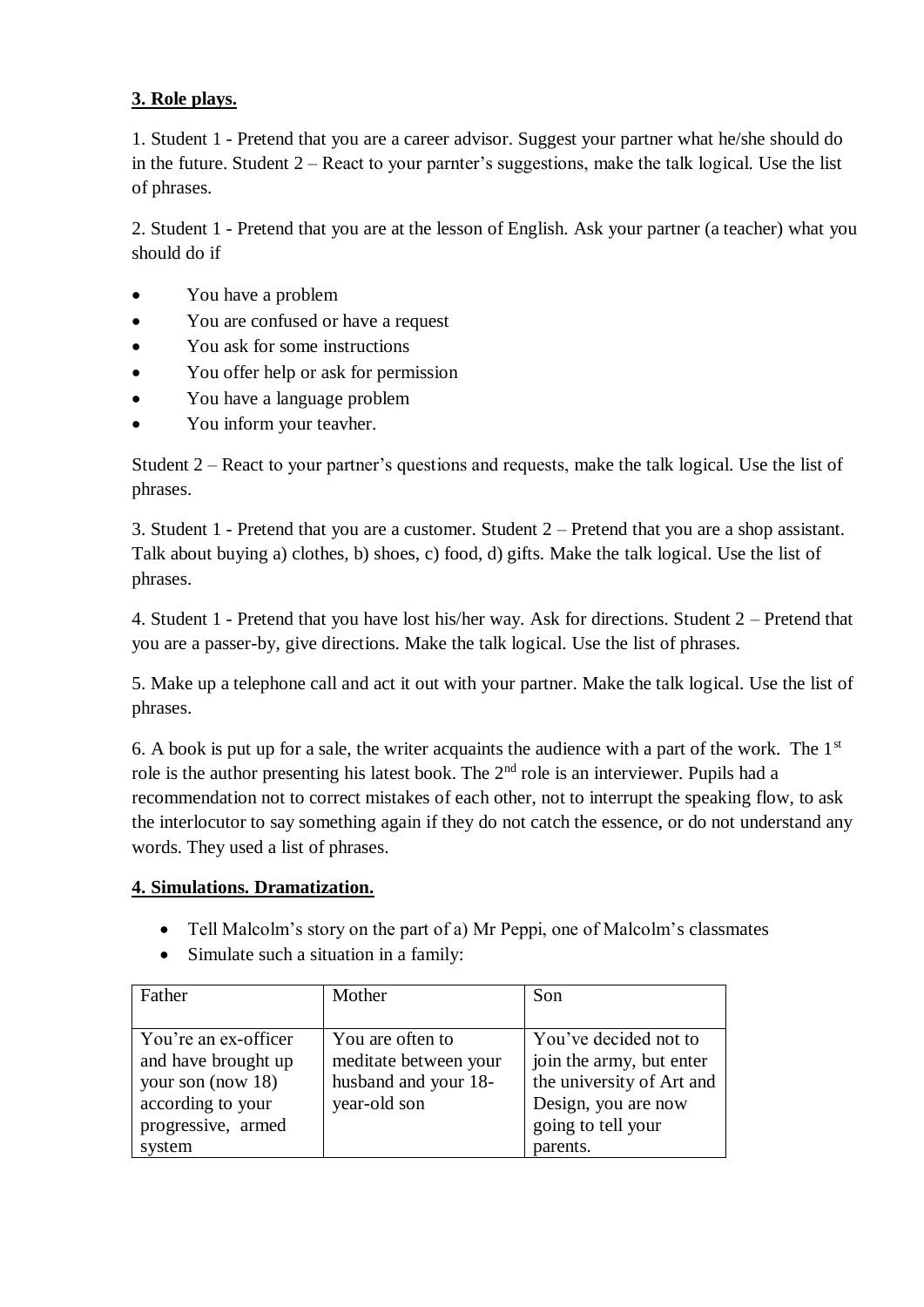**3. Role plays.**

1. Student 1 - Pretend that you are a career advisor. Suggest your partner what he/she should do in the future. Student 2 – React to your parnter's suggestions, make the talk logical. Use the list of phrases.

2. Student 1 - Pretend that you are at the lesson of English. Ask your partner (a teacher) what you should do if

- You have a problem
- You are confused or have a request
- You ask for some instructions
- You offer help or ask for permission
- You have a language problem
- You inform your teavher.

Student 2 – React to your partner's questions and requests, make the talk logical. Use the list of phrases.

3. Student 1 - Pretend that you are a customer. Student 2 – Pretend that you are a shop assistant. Talk about buying a) clothes, b) shoes, c) food, d) gifts. Make the talk logical. Use the list of phrases.

4. Student 1 - Pretend that you have lost his/her way. Ask for directions. Student 2 – Pretend that you are a passer-by, give directions. Make the talk logical. Use the list of phrases.

5. Make up a telephone call and act it out with your partner. Make the talk logical. Use the list of phrases.

6. A book is put up for a sale, the writer acquaints the audience with a part of the work. The 1st role is the author presenting his latest book. The 2nd role is an interviewer. Pupils had a recommendation not to correct mistakes of each other, not to interrupt the speaking flow, to ask the interlocutor to say something again if they do not catch the essence, or do not understand any words. They used a list of phrases.

**4. Simulations. Dramatization.**

- Tell Malcolm's story on the part of a) Mr Peppi, one of Malcolm's classmates
- Simulate such a situation in a family:

| Father | Mother | Son |
|---|---|---|
| You're an ex-officer and have brought up your son (now 18) according to your progressive, armed system | You are often to meditate between your husband and your 18-year-old son | You've decided not to join the army, but enter the university of Art and Design, you are now going to tell your parents. |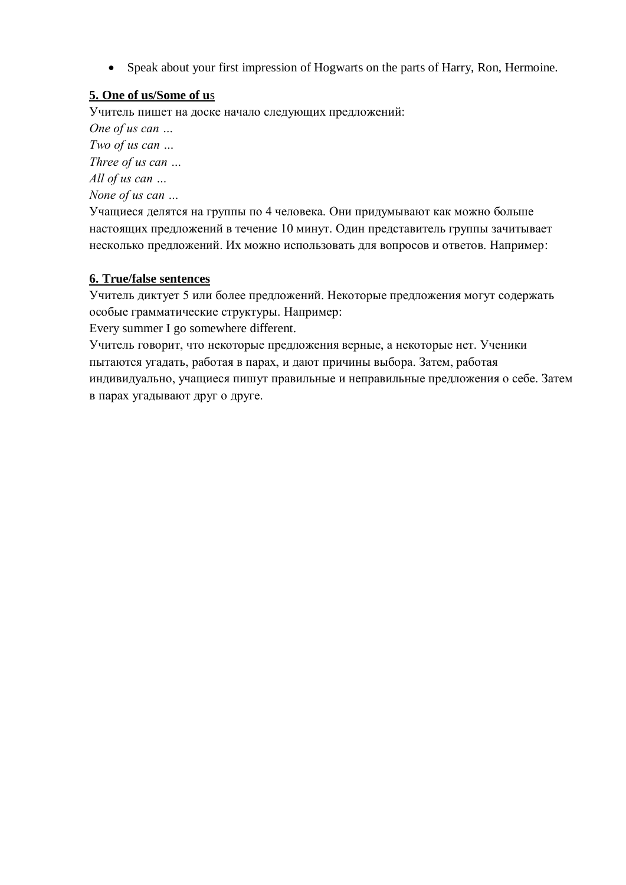- Speak about your first impression of Hogwarts on the parts of Harry, Ron, Hermoine.

**5. One of us/Some of us**

Учитель пишет на доске начало следующих предложений:

*One of us can …*
*Two of us can …*
*Three of us can …*
*All of us can …*
*None of us can …*

Учащиеся делятся на группы по 4 человека. Они придумывают как можно больше настоящих предложений в течение 10 минут. Один представитель группы зачитывает несколько предложений. Их можно использовать для вопросов и ответов. Например:

**6. True/false sentences**

Учитель диктует 5 или более предложений. Некоторые предложения могут содержать особые грамматические структуры. Например:

Every summer I go somewhere different.

Учитель говорит, что некоторые предложения верные, а некоторые нет. Ученики пытаются угадать, работая в парах, и дают причины выбора. Затем, работая индивидуально, учащиеся пишут правильные и неправильные предложения о себе. Затем в парах угадывают друг о друге.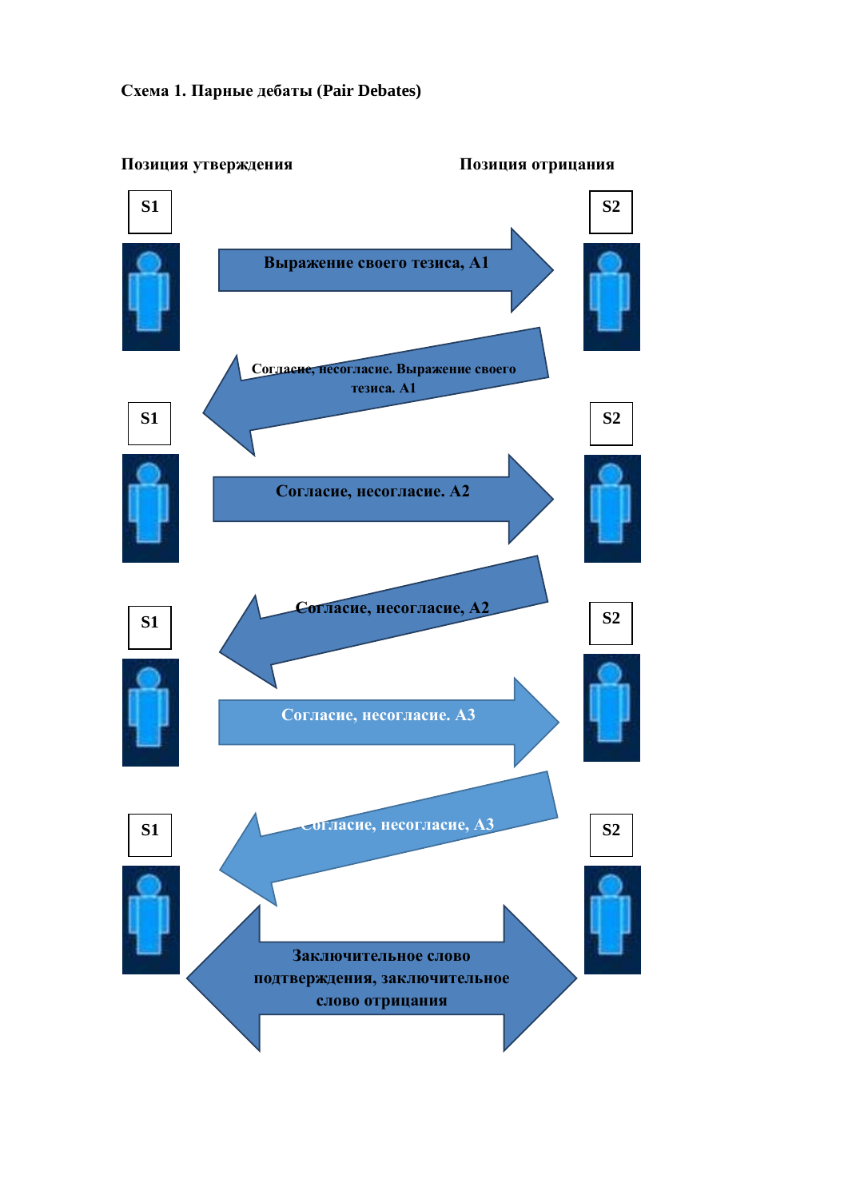**Схема 1. Парные дебаты (Pair Debates)**

**Позиция утверждения** **Позиция отрицания**

**S1** **S2**

**Выражение своего тезиса, A1**

**Согласие, несогласие. Выражение своего тезиса. A1**

**S1** **S2**

**Согласие, несогласие. A2**

**Согласие, несогласие, A2**

**S1** **S2**

**Согласие, несогласие. A3**

**Согласие, несогласие, A3**

**S1** **S2**

**Заключительное слово подтверждения, заключительное слово отрицания**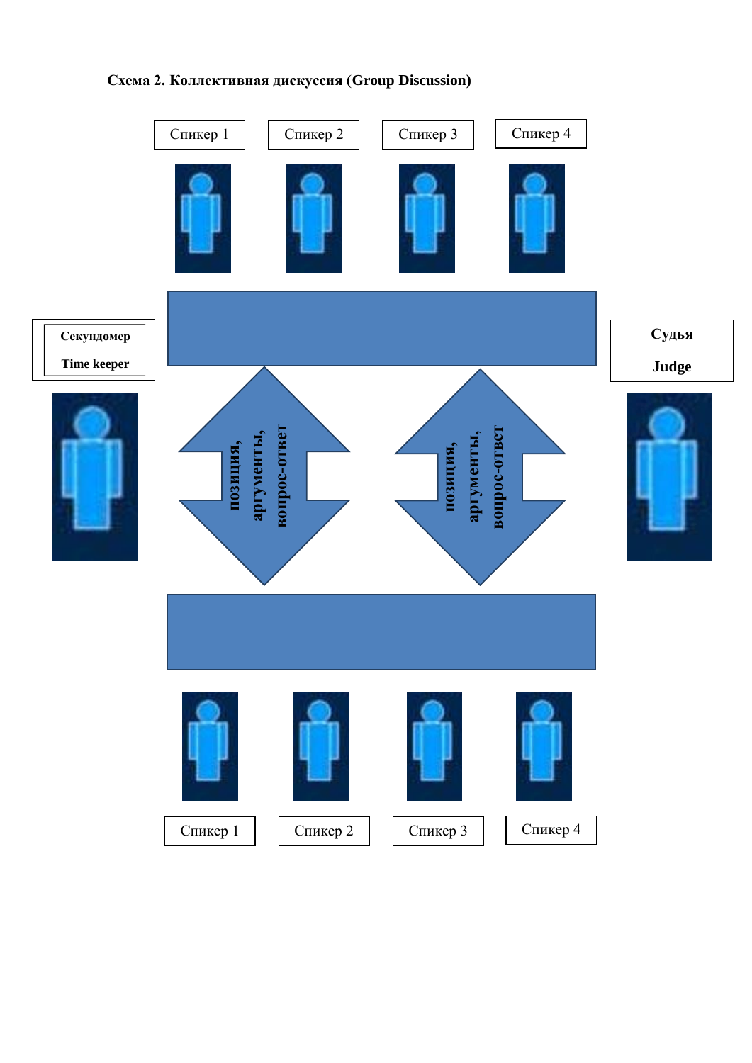**Схема 2. Коллективная дискуссия (Group Discussion)**

Спикер 1

Спикер 2

Спикер 3

Спикер 4

Секундомер

Time keeper

Судья

Judge

позиция, аргументы, вопрос-ответ

позиция, аргументы, вопрос-ответ

Спикер 1

Спикер 2

Спикер 3

Спикер 4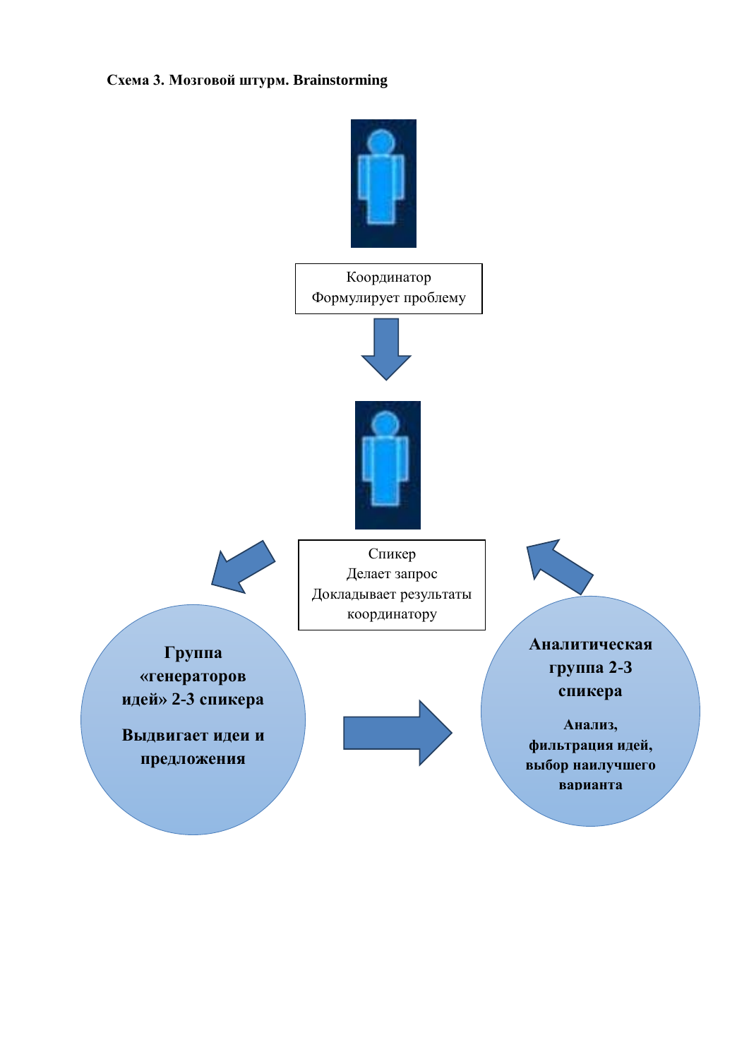**Схема 3. Мозговой штурм. Brainstorming**

Координатор
Формулирует проблему

Спикер
Делает запрос
Докладывает результаты координатору

**Группа «генераторов идей» 2-3 спикера**

**Выдвигает идеи и предложения**

**Аналитическая группа 2-3 спикера**

**Анализ, фильтрация идей, выбор наилучшего варианта**